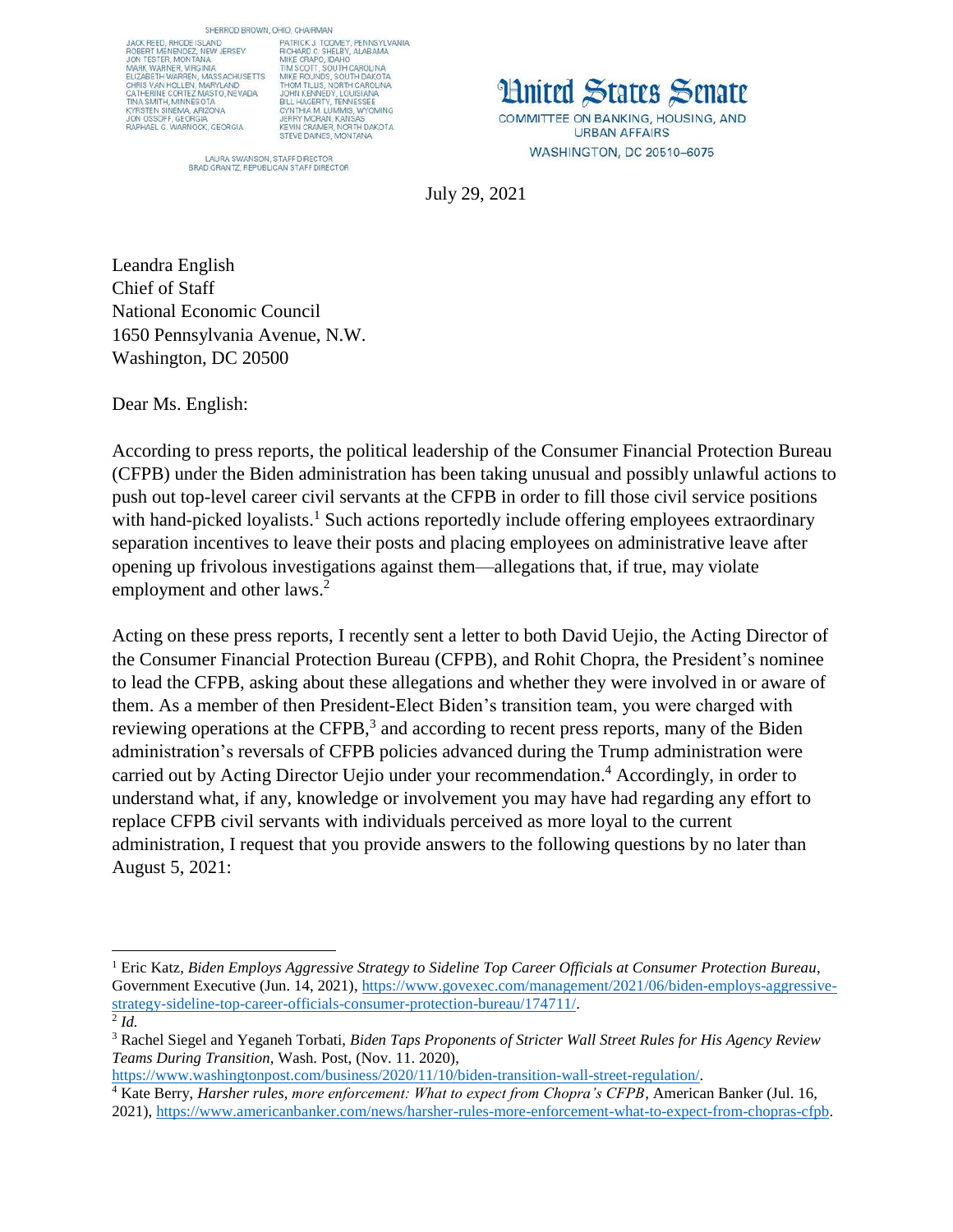SHERROD BROWN, OHIO, CHAIRMAN

| | |
|---|---|
| JACK REED, RHODE ISLAND | PATRICK J. TOOMEY, PENNSYLVANIA |
| ROBERT MENENDEZ, NEW JERSEY | RICHARD C. SHELBY, ALABAMA |
| JON TESTER, MONTANA | MIKE CRAPO, IDAHO |
| MARK WARNER, VIRGINIA | TIM SCOTT, SOUTH CAROLINA |
| ELIZABETH WARREN, MASSACHUSETTS | MIKE ROUNDS, SOUTH DAKOTA |
| CHRIS VAN HOLLEN, MARYLAND | THOM TILLIS, NORTH CAROLINA |
| CATHERINE CORTEZ MASTO, NEVADA | JOHN KENNEDY, LOUISIANA |
| TINA SMITH, MINNESOTA | BILL HAGERTY, TENNESSEE |
| KYRSTEN SINEMA, ARIZONA | CYNTHIA M. LUMMIS, WYOMING |
| JON OSSOFF, GEORGIA | JERRY MORAN, KANSAS |
| RAPHAEL G. WARNOCK, GEORGIA | KEVIN CRAMER, NORTH DAKOTA |
| | STEVE DAINES, MONTANA |

LAURA SWANSON, STAFF DIRECTOR
BRAD GRANTZ, REPUBLICAN STAFF DIRECTOR

# United States Senate

COMMITTEE ON BANKING, HOUSING, AND URBAN AFFAIRS
WASHINGTON, DC 20510–6075

July 29, 2021

Leandra English
Chief of Staff
National Economic Council
1650 Pennsylvania Avenue, N.W.
Washington, DC 20500

Dear Ms. English:

According to press reports, the political leadership of the Consumer Financial Protection Bureau (CFPB) under the Biden administration has been taking unusual and possibly unlawful actions to push out top-level career civil servants at the CFPB in order to fill those civil service positions with hand-picked loyalists.[1] Such actions reportedly include offering employees extraordinary separation incentives to leave their posts and placing employees on administrative leave after opening up frivolous investigations against them—allegations that, if true, may violate employment and other laws.[2]

Acting on these press reports, I recently sent a letter to both David Uejio, the Acting Director of the Consumer Financial Protection Bureau (CFPB), and Rohit Chopra, the President's nominee to lead the CFPB, asking about these allegations and whether they were involved in or aware of them. As a member of then President-Elect Biden's transition team, you were charged with reviewing operations at the CFPB,[3] and according to recent press reports, many of the Biden administration's reversals of CFPB policies advanced during the Trump administration were carried out by Acting Director Uejio under your recommendation.[4] Accordingly, in order to understand what, if any, knowledge or involvement you may have had regarding any effort to replace CFPB civil servants with individuals perceived as more loyal to the current administration, I request that you provide answers to the following questions by no later than August 5, 2021:

---

[1] Eric Katz, *Biden Employs Aggressive Strategy to Sideline Top Career Officials at Consumer Protection Bureau*, Government Executive (Jun. 14, 2021), https://www.govexec.com/management/2021/06/biden-employs-aggressive-strategy-sideline-top-career-officials-consumer-protection-bureau/174711/.

[2] *Id.*

[3] Rachel Siegel and Yeganeh Torbati, *Biden Taps Proponents of Stricter Wall Street Rules for His Agency Review Teams During Transition*, Wash. Post, (Nov. 11. 2020), https://www.washingtonpost.com/business/2020/11/10/biden-transition-wall-street-regulation/.

[4] Kate Berry, *Harsher rules, more enforcement: What to expect from Chopra's CFPB*, American Banker (Jul. 16, 2021), https://www.americanbanker.com/news/harsher-rules-more-enforcement-what-to-expect-from-chopras-cfpb.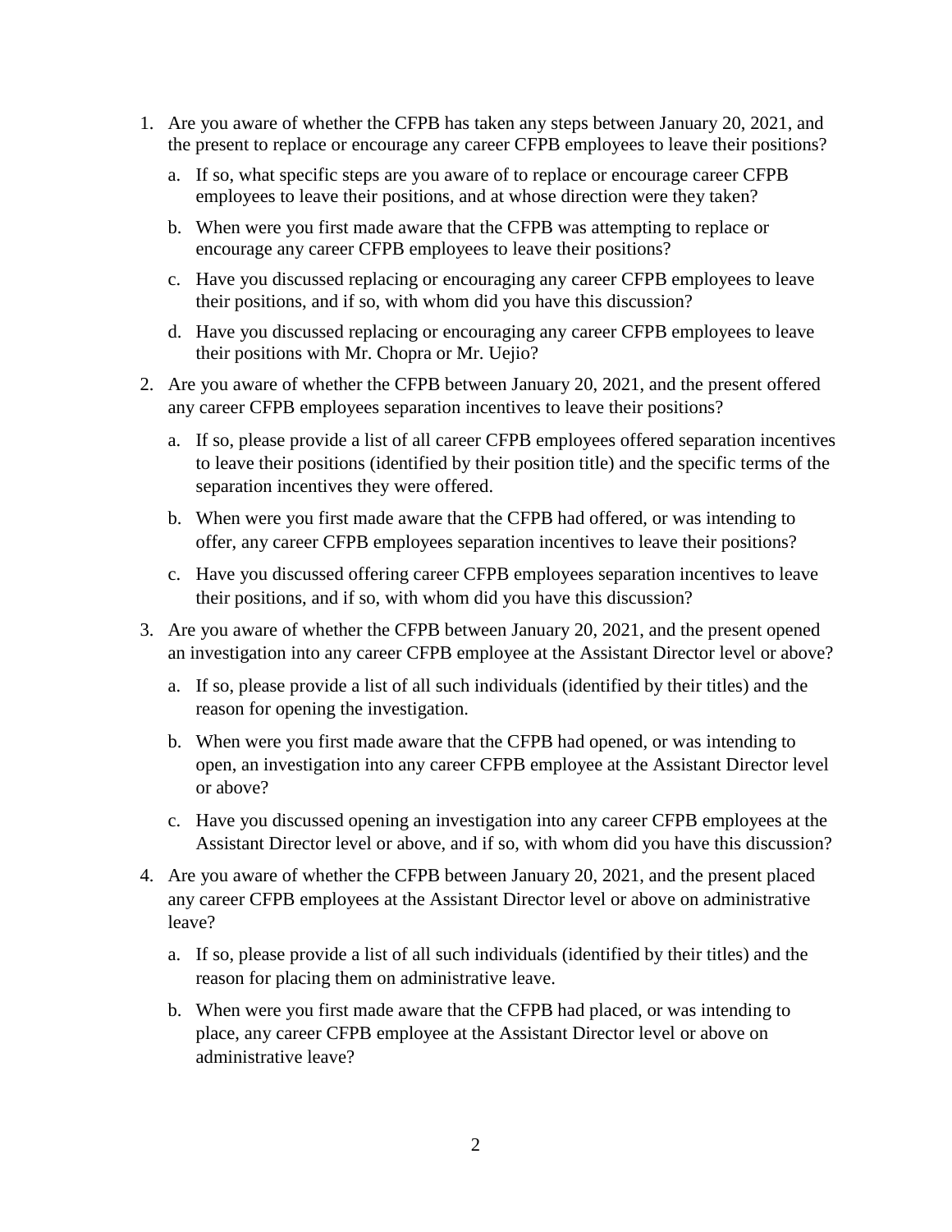1. Are you aware of whether the CFPB has taken any steps between January 20, 2021, and the present to replace or encourage any career CFPB employees to leave their positions?

   a. If so, what specific steps are you aware of to replace or encourage career CFPB employees to leave their positions, and at whose direction were they taken?

   b. When were you first made aware that the CFPB was attempting to replace or encourage any career CFPB employees to leave their positions?

   c. Have you discussed replacing or encouraging any career CFPB employees to leave their positions, and if so, with whom did you have this discussion?

   d. Have you discussed replacing or encouraging any career CFPB employees to leave their positions with Mr. Chopra or Mr. Uejio?

2. Are you aware of whether the CFPB between January 20, 2021, and the present offered any career CFPB employees separation incentives to leave their positions?

   a. If so, please provide a list of all career CFPB employees offered separation incentives to leave their positions (identified by their position title) and the specific terms of the separation incentives they were offered.

   b. When were you first made aware that the CFPB had offered, or was intending to offer, any career CFPB employees separation incentives to leave their positions?

   c. Have you discussed offering career CFPB employees separation incentives to leave their positions, and if so, with whom did you have this discussion?

3. Are you aware of whether the CFPB between January 20, 2021, and the present opened an investigation into any career CFPB employee at the Assistant Director level or above?

   a. If so, please provide a list of all such individuals (identified by their titles) and the reason for opening the investigation.

   b. When were you first made aware that the CFPB had opened, or was intending to open, an investigation into any career CFPB employee at the Assistant Director level or above?

   c. Have you discussed opening an investigation into any career CFPB employees at the Assistant Director level or above, and if so, with whom did you have this discussion?

4. Are you aware of whether the CFPB between January 20, 2021, and the present placed any career CFPB employees at the Assistant Director level or above on administrative leave?

   a. If so, please provide a list of all such individuals (identified by their titles) and the reason for placing them on administrative leave.

   b. When were you first made aware that the CFPB had placed, or was intending to place, any career CFPB employee at the Assistant Director level or above on administrative leave?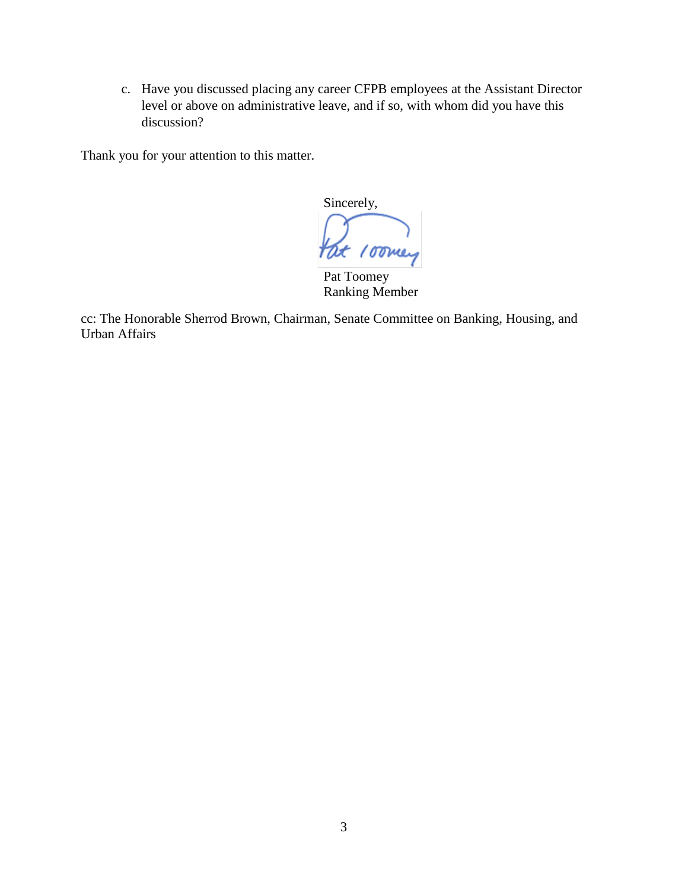c. Have you discussed placing any career CFPB employees at the Assistant Director level or above on administrative leave, and if so, with whom did you have this discussion?

Thank you for your attention to this matter.

Sincerely,

Pat Toomey
Ranking Member

cc: The Honorable Sherrod Brown, Chairman, Senate Committee on Banking, Housing, and Urban Affairs